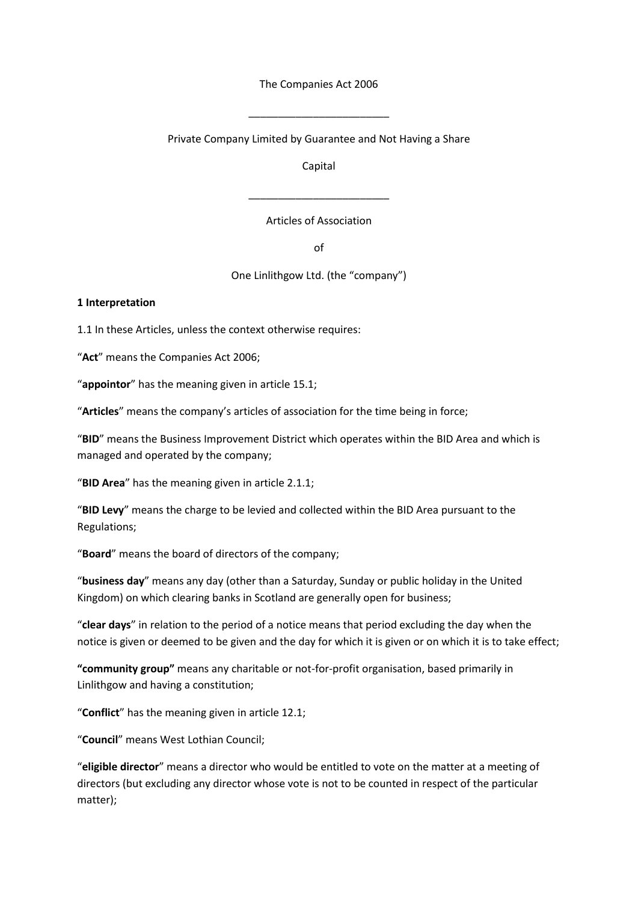The Companies Act 2006

________________________

Private Company Limited by Guarantee and Not Having a Share Capital

________________________

Articles of Association

of

One Linlithgow Ltd. (the "company")

**1 Interpretation**

1.1 In these Articles, unless the context otherwise requires:

"**Act**" means the Companies Act 2006;

"**appointor**" has the meaning given in article 15.1;

"**Articles**" means the company's articles of association for the time being in force;

"**BID**" means the Business Improvement District which operates within the BID Area and which is managed and operated by the company;

"**BID Area**" has the meaning given in article 2.1.1;

"**BID Levy**" means the charge to be levied and collected within the BID Area pursuant to the Regulations;

"**Board**" means the board of directors of the company;

"**business day**" means any day (other than a Saturday, Sunday or public holiday in the United Kingdom) on which clearing banks in Scotland are generally open for business;

"**clear days**" in relation to the period of a notice means that period excluding the day when the notice is given or deemed to be given and the day for which it is given or on which it is to take effect;

**"community group"** means any charitable or not-for-profit organisation, based primarily in Linlithgow and having a constitution;

"**Conflict**" has the meaning given in article 12.1;

"**Council**" means West Lothian Council;

"**eligible director**" means a director who would be entitled to vote on the matter at a meeting of directors (but excluding any director whose vote is not to be counted in respect of the particular matter);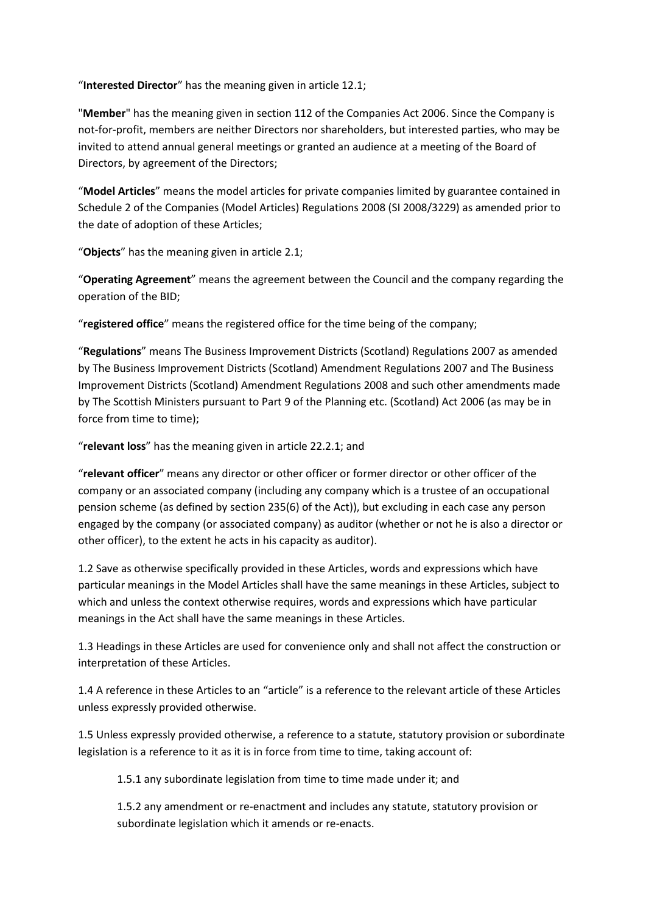"**Interested Director**" has the meaning given in article 12.1;

"**Member**" has the meaning given in section 112 of the Companies Act 2006. Since the Company is not-for-profit, members are neither Directors nor shareholders, but interested parties, who may be invited to attend annual general meetings or granted an audience at a meeting of the Board of Directors, by agreement of the Directors;

"**Model Articles**" means the model articles for private companies limited by guarantee contained in Schedule 2 of the Companies (Model Articles) Regulations 2008 (SI 2008/3229) as amended prior to the date of adoption of these Articles;

"**Objects**" has the meaning given in article 2.1;

"**Operating Agreement**" means the agreement between the Council and the company regarding the operation of the BID;

"**registered office**" means the registered office for the time being of the company;

"**Regulations**" means The Business Improvement Districts (Scotland) Regulations 2007 as amended by The Business Improvement Districts (Scotland) Amendment Regulations 2007 and The Business Improvement Districts (Scotland) Amendment Regulations 2008 and such other amendments made by The Scottish Ministers pursuant to Part 9 of the Planning etc. (Scotland) Act 2006 (as may be in force from time to time);

"**relevant loss**" has the meaning given in article 22.2.1; and

"**relevant officer**" means any director or other officer or former director or other officer of the company or an associated company (including any company which is a trustee of an occupational pension scheme (as defined by section 235(6) of the Act)), but excluding in each case any person engaged by the company (or associated company) as auditor (whether or not he is also a director or other officer), to the extent he acts in his capacity as auditor).

1.2 Save as otherwise specifically provided in these Articles, words and expressions which have particular meanings in the Model Articles shall have the same meanings in these Articles, subject to which and unless the context otherwise requires, words and expressions which have particular meanings in the Act shall have the same meanings in these Articles.

1.3 Headings in these Articles are used for convenience only and shall not affect the construction or interpretation of these Articles.

1.4 A reference in these Articles to an "article" is a reference to the relevant article of these Articles unless expressly provided otherwise.

1.5 Unless expressly provided otherwise, a reference to a statute, statutory provision or subordinate legislation is a reference to it as it is in force from time to time, taking account of:

1.5.1 any subordinate legislation from time to time made under it; and

1.5.2 any amendment or re-enactment and includes any statute, statutory provision or subordinate legislation which it amends or re-enacts.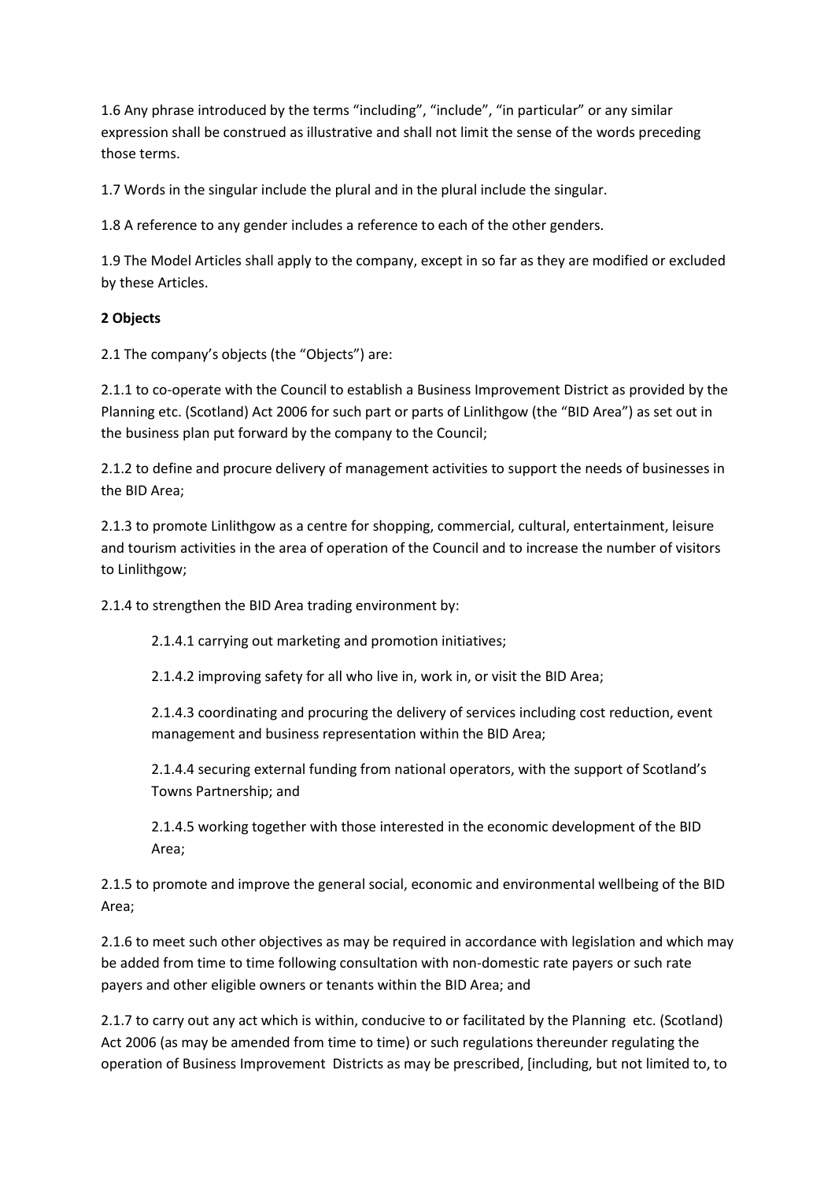1.6 Any phrase introduced by the terms "including", "include", "in particular" or any similar expression shall be construed as illustrative and shall not limit the sense of the words preceding those terms.

1.7 Words in the singular include the plural and in the plural include the singular.

1.8 A reference to any gender includes a reference to each of the other genders.

1.9 The Model Articles shall apply to the company, except in so far as they are modified or excluded by these Articles.

**2 Objects**

2.1 The company's objects (the "Objects") are:

2.1.1 to co-operate with the Council to establish a Business Improvement District as provided by the Planning etc. (Scotland) Act 2006 for such part or parts of Linlithgow (the "BID Area") as set out in the business plan put forward by the company to the Council;

2.1.2 to define and procure delivery of management activities to support the needs of businesses in the BID Area;

2.1.3 to promote Linlithgow as a centre for shopping, commercial, cultural, entertainment, leisure and tourism activities in the area of operation of the Council and to increase the number of visitors to Linlithgow;

2.1.4 to strengthen the BID Area trading environment by:

> 2.1.4.1 carrying out marketing and promotion initiatives;
>
> 2.1.4.2 improving safety for all who live in, work in, or visit the BID Area;
>
> 2.1.4.3 coordinating and procuring the delivery of services including cost reduction, event management and business representation within the BID Area;
>
> 2.1.4.4 securing external funding from national operators, with the support of Scotland's Towns Partnership; and
>
> 2.1.4.5 working together with those interested in the economic development of the BID Area;

2.1.5 to promote and improve the general social, economic and environmental wellbeing of the BID Area;

2.1.6 to meet such other objectives as may be required in accordance with legislation and which may be added from time to time following consultation with non-domestic rate payers or such rate payers and other eligible owners or tenants within the BID Area; and

2.1.7 to carry out any act which is within, conducive to or facilitated by the Planning etc. (Scotland) Act 2006 (as may be amended from time to time) or such regulations thereunder regulating the operation of Business Improvement Districts as may be prescribed, [including, but not limited to, to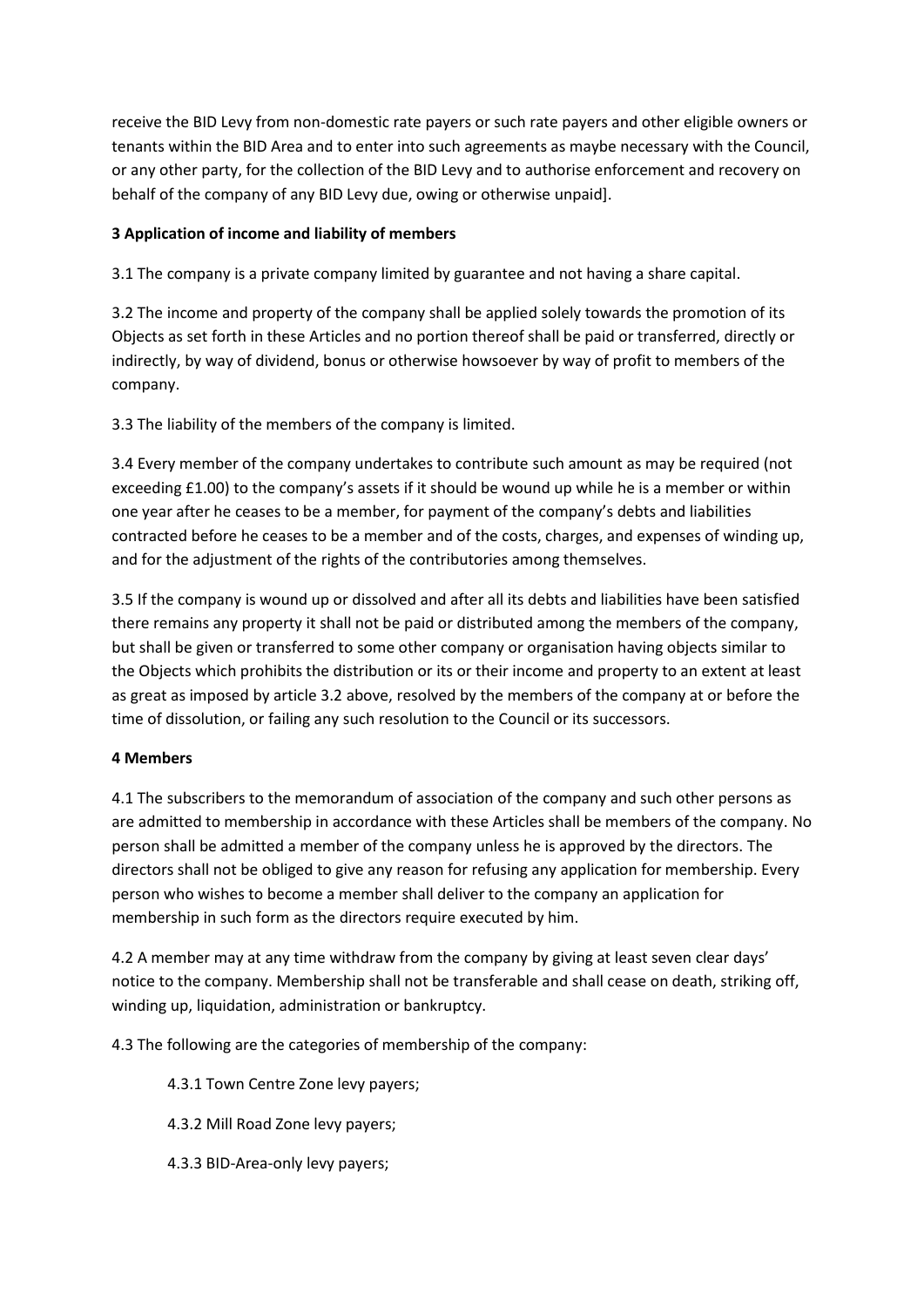receive the BID Levy from non-domestic rate payers or such rate payers and other eligible owners or tenants within the BID Area and to enter into such agreements as maybe necessary with the Council, or any other party, for the collection of the BID Levy and to authorise enforcement and recovery on behalf of the company of any BID Levy due, owing or otherwise unpaid].

**3 Application of income and liability of members**

3.1 The company is a private company limited by guarantee and not having a share capital.

3.2 The income and property of the company shall be applied solely towards the promotion of its Objects as set forth in these Articles and no portion thereof shall be paid or transferred, directly or indirectly, by way of dividend, bonus or otherwise howsoever by way of profit to members of the company.

3.3 The liability of the members of the company is limited.

3.4 Every member of the company undertakes to contribute such amount as may be required (not exceeding £1.00) to the company's assets if it should be wound up while he is a member or within one year after he ceases to be a member, for payment of the company's debts and liabilities contracted before he ceases to be a member and of the costs, charges, and expenses of winding up, and for the adjustment of the rights of the contributories among themselves.

3.5 If the company is wound up or dissolved and after all its debts and liabilities have been satisfied there remains any property it shall not be paid or distributed among the members of the company, but shall be given or transferred to some other company or organisation having objects similar to the Objects which prohibits the distribution or its or their income and property to an extent at least as great as imposed by article 3.2 above, resolved by the members of the company at or before the time of dissolution, or failing any such resolution to the Council or its successors.

**4 Members**

4.1 The subscribers to the memorandum of association of the company and such other persons as are admitted to membership in accordance with these Articles shall be members of the company. No person shall be admitted a member of the company unless he is approved by the directors. The directors shall not be obliged to give any reason for refusing any application for membership. Every person who wishes to become a member shall deliver to the company an application for membership in such form as the directors require executed by him.

4.2 A member may at any time withdraw from the company by giving at least seven clear days' notice to the company. Membership shall not be transferable and shall cease on death, striking off, winding up, liquidation, administration or bankruptcy.

4.3 The following are the categories of membership of the company:

4.3.1 Town Centre Zone levy payers;

4.3.2 Mill Road Zone levy payers;

4.3.3 BID-Area-only levy payers;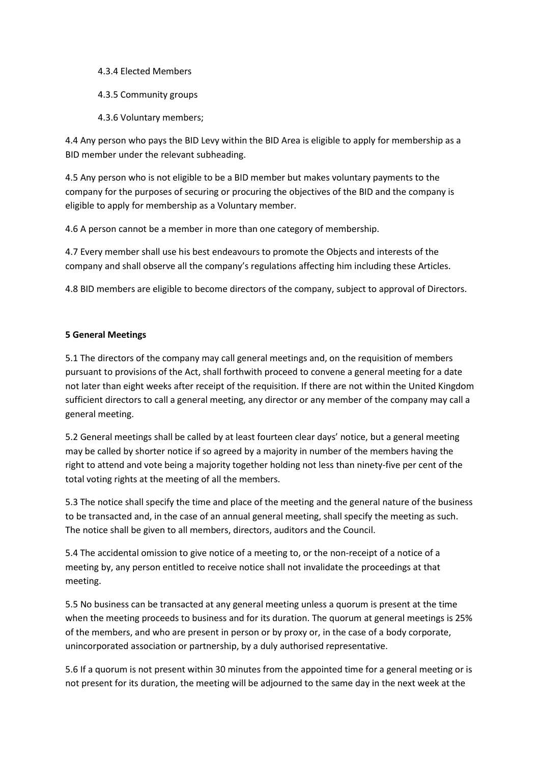4.3.4 Elected Members

4.3.5 Community groups

4.3.6 Voluntary members;

4.4 Any person who pays the BID Levy within the BID Area is eligible to apply for membership as a BID member under the relevant subheading.

4.5 Any person who is not eligible to be a BID member but makes voluntary payments to the company for the purposes of securing or procuring the objectives of the BID and the company is eligible to apply for membership as a Voluntary member.

4.6 A person cannot be a member in more than one category of membership.

4.7 Every member shall use his best endeavours to promote the Objects and interests of the company and shall observe all the company's regulations affecting him including these Articles.

4.8 BID members are eligible to become directors of the company, subject to approval of Directors.

**5 General Meetings**

5.1 The directors of the company may call general meetings and, on the requisition of members pursuant to provisions of the Act, shall forthwith proceed to convene a general meeting for a date not later than eight weeks after receipt of the requisition. If there are not within the United Kingdom sufficient directors to call a general meeting, any director or any member of the company may call a general meeting.

5.2 General meetings shall be called by at least fourteen clear days' notice, but a general meeting may be called by shorter notice if so agreed by a majority in number of the members having the right to attend and vote being a majority together holding not less than ninety-five per cent of the total voting rights at the meeting of all the members.

5.3 The notice shall specify the time and place of the meeting and the general nature of the business to be transacted and, in the case of an annual general meeting, shall specify the meeting as such. The notice shall be given to all members, directors, auditors and the Council.

5.4 The accidental omission to give notice of a meeting to, or the non-receipt of a notice of a meeting by, any person entitled to receive notice shall not invalidate the proceedings at that meeting.

5.5 No business can be transacted at any general meeting unless a quorum is present at the time when the meeting proceeds to business and for its duration. The quorum at general meetings is 25% of the members, and who are present in person or by proxy or, in the case of a body corporate, unincorporated association or partnership, by a duly authorised representative.

5.6 If a quorum is not present within 30 minutes from the appointed time for a general meeting or is not present for its duration, the meeting will be adjourned to the same day in the next week at the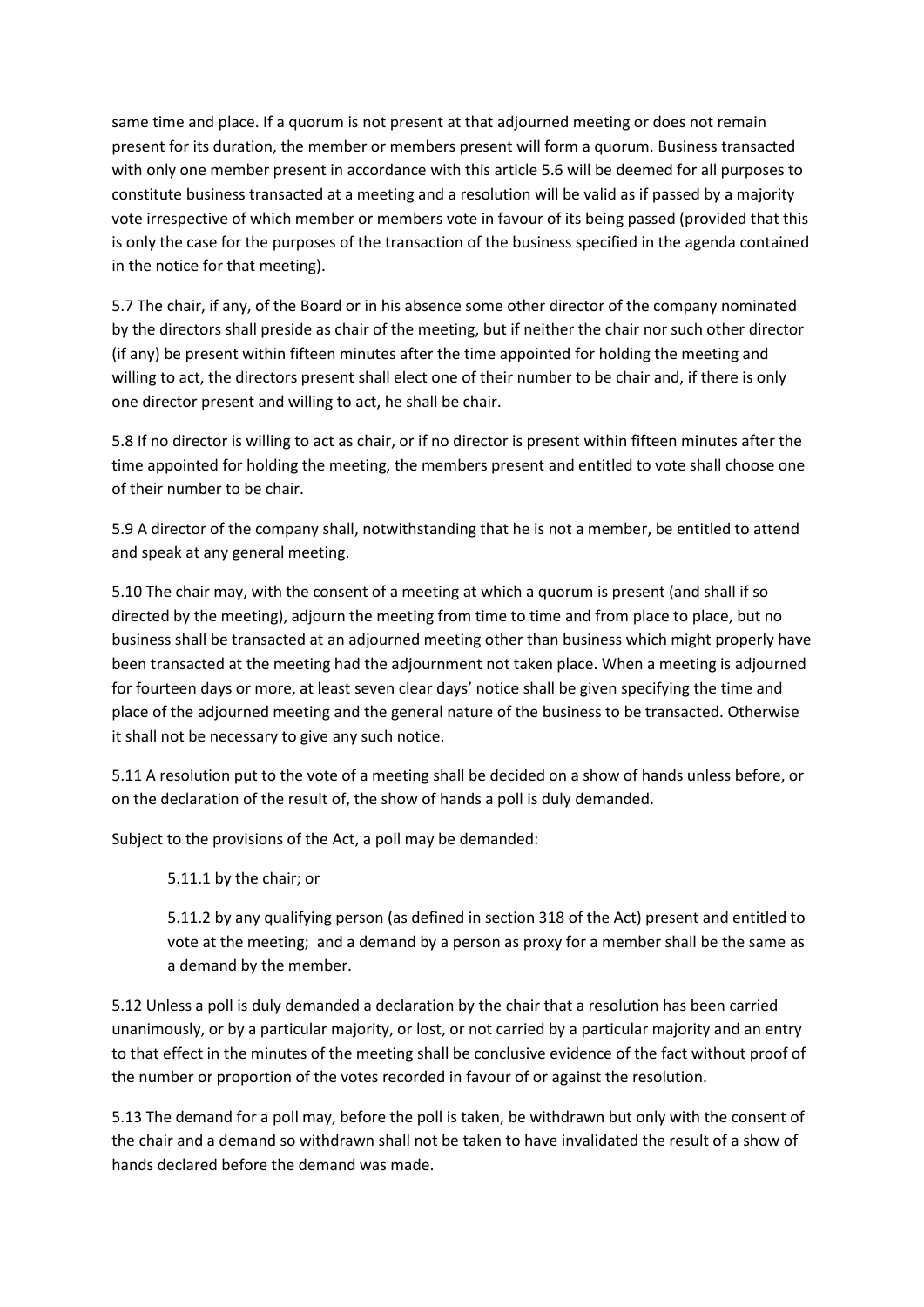same time and place. If a quorum is not present at that adjourned meeting or does not remain present for its duration, the member or members present will form a quorum. Business transacted with only one member present in accordance with this article 5.6 will be deemed for all purposes to constitute business transacted at a meeting and a resolution will be valid as if passed by a majority vote irrespective of which member or members vote in favour of its being passed (provided that this is only the case for the purposes of the transaction of the business specified in the agenda contained in the notice for that meeting).

5.7 The chair, if any, of the Board or in his absence some other director of the company nominated by the directors shall preside as chair of the meeting, but if neither the chair nor such other director (if any) be present within fifteen minutes after the time appointed for holding the meeting and willing to act, the directors present shall elect one of their number to be chair and, if there is only one director present and willing to act, he shall be chair.

5.8 If no director is willing to act as chair, or if no director is present within fifteen minutes after the time appointed for holding the meeting, the members present and entitled to vote shall choose one of their number to be chair.

5.9 A director of the company shall, notwithstanding that he is not a member, be entitled to attend and speak at any general meeting.

5.10 The chair may, with the consent of a meeting at which a quorum is present (and shall if so directed by the meeting), adjourn the meeting from time to time and from place to place, but no business shall be transacted at an adjourned meeting other than business which might properly have been transacted at the meeting had the adjournment not taken place. When a meeting is adjourned for fourteen days or more, at least seven clear days' notice shall be given specifying the time and place of the adjourned meeting and the general nature of the business to be transacted. Otherwise it shall not be necessary to give any such notice.

5.11 A resolution put to the vote of a meeting shall be decided on a show of hands unless before, or on the declaration of the result of, the show of hands a poll is duly demanded.

Subject to the provisions of the Act, a poll may be demanded:

5.11.1 by the chair; or

5.11.2 by any qualifying person (as defined in section 318 of the Act) present and entitled to vote at the meeting; and a demand by a person as proxy for a member shall be the same as a demand by the member.

5.12 Unless a poll is duly demanded a declaration by the chair that a resolution has been carried unanimously, or by a particular majority, or lost, or not carried by a particular majority and an entry to that effect in the minutes of the meeting shall be conclusive evidence of the fact without proof of the number or proportion of the votes recorded in favour of or against the resolution.

5.13 The demand for a poll may, before the poll is taken, be withdrawn but only with the consent of the chair and a demand so withdrawn shall not be taken to have invalidated the result of a show of hands declared before the demand was made.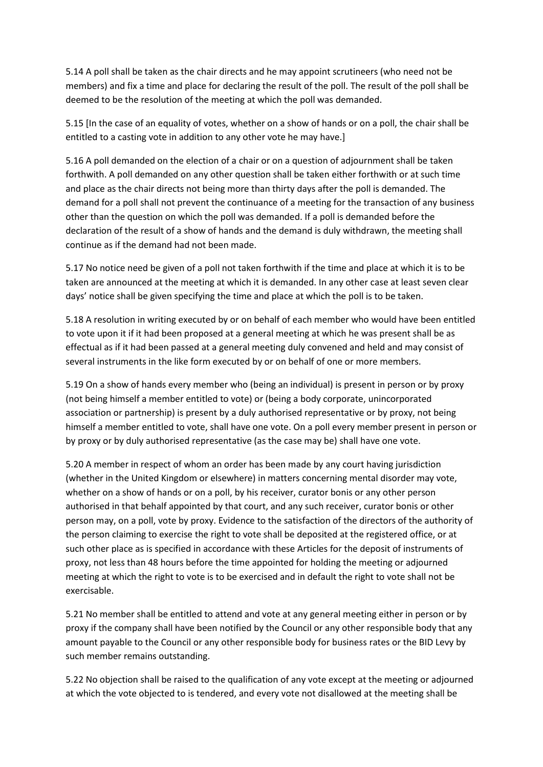5.14 A poll shall be taken as the chair directs and he may appoint scrutineers (who need not be members) and fix a time and place for declaring the result of the poll. The result of the poll shall be deemed to be the resolution of the meeting at which the poll was demanded.

5.15 [In the case of an equality of votes, whether on a show of hands or on a poll, the chair shall be entitled to a casting vote in addition to any other vote he may have.]

5.16 A poll demanded on the election of a chair or on a question of adjournment shall be taken forthwith. A poll demanded on any other question shall be taken either forthwith or at such time and place as the chair directs not being more than thirty days after the poll is demanded. The demand for a poll shall not prevent the continuance of a meeting for the transaction of any business other than the question on which the poll was demanded. If a poll is demanded before the declaration of the result of a show of hands and the demand is duly withdrawn, the meeting shall continue as if the demand had not been made.

5.17 No notice need be given of a poll not taken forthwith if the time and place at which it is to be taken are announced at the meeting at which it is demanded. In any other case at least seven clear days' notice shall be given specifying the time and place at which the poll is to be taken.

5.18 A resolution in writing executed by or on behalf of each member who would have been entitled to vote upon it if it had been proposed at a general meeting at which he was present shall be as effectual as if it had been passed at a general meeting duly convened and held and may consist of several instruments in the like form executed by or on behalf of one or more members.

5.19 On a show of hands every member who (being an individual) is present in person or by proxy (not being himself a member entitled to vote) or (being a body corporate, unincorporated association or partnership) is present by a duly authorised representative or by proxy, not being himself a member entitled to vote, shall have one vote. On a poll every member present in person or by proxy or by duly authorised representative (as the case may be) shall have one vote.

5.20 A member in respect of whom an order has been made by any court having jurisdiction (whether in the United Kingdom or elsewhere) in matters concerning mental disorder may vote, whether on a show of hands or on a poll, by his receiver, curator bonis or any other person authorised in that behalf appointed by that court, and any such receiver, curator bonis or other person may, on a poll, vote by proxy. Evidence to the satisfaction of the directors of the authority of the person claiming to exercise the right to vote shall be deposited at the registered office, or at such other place as is specified in accordance with these Articles for the deposit of instruments of proxy, not less than 48 hours before the time appointed for holding the meeting or adjourned meeting at which the right to vote is to be exercised and in default the right to vote shall not be exercisable.

5.21 No member shall be entitled to attend and vote at any general meeting either in person or by proxy if the company shall have been notified by the Council or any other responsible body that any amount payable to the Council or any other responsible body for business rates or the BID Levy by such member remains outstanding.

5.22 No objection shall be raised to the qualification of any vote except at the meeting or adjourned at which the vote objected to is tendered, and every vote not disallowed at the meeting shall be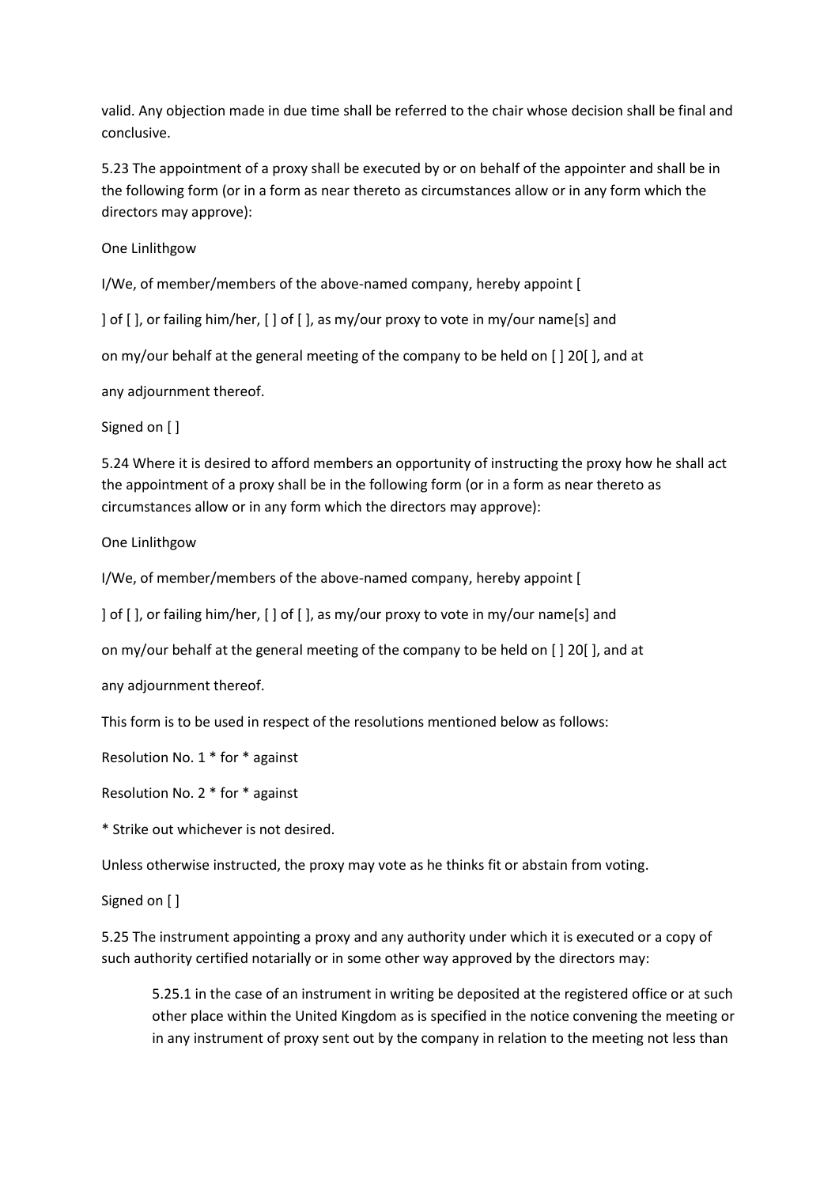valid. Any objection made in due time shall be referred to the chair whose decision shall be final and conclusive.

5.23 The appointment of a proxy shall be executed by or on behalf of the appointer and shall be in the following form (or in a form as near thereto as circumstances allow or in any form which the directors may approve):

One Linlithgow

I/We, of member/members of the above-named company, hereby appoint [

] of [ ], or failing him/her, [ ] of [ ], as my/our proxy to vote in my/our name[s] and

on my/our behalf at the general meeting of the company to be held on [ ] 20[ ], and at

any adjournment thereof.

Signed on [ ]

5.24 Where it is desired to afford members an opportunity of instructing the proxy how he shall act the appointment of a proxy shall be in the following form (or in a form as near thereto as circumstances allow or in any form which the directors may approve):

One Linlithgow

I/We, of member/members of the above-named company, hereby appoint [

] of [ ], or failing him/her, [ ] of [ ], as my/our proxy to vote in my/our name[s] and

on my/our behalf at the general meeting of the company to be held on [ ] 20[ ], and at

any adjournment thereof.

This form is to be used in respect of the resolutions mentioned below as follows:

Resolution No. 1 * for * against

Resolution No. 2 * for * against

* Strike out whichever is not desired.

Unless otherwise instructed, the proxy may vote as he thinks fit or abstain from voting.

Signed on [ ]

5.25 The instrument appointing a proxy and any authority under which it is executed or a copy of such authority certified notarially or in some other way approved by the directors may:

> 5.25.1 in the case of an instrument in writing be deposited at the registered office or at such other place within the United Kingdom as is specified in the notice convening the meeting or in any instrument of proxy sent out by the company in relation to the meeting not less than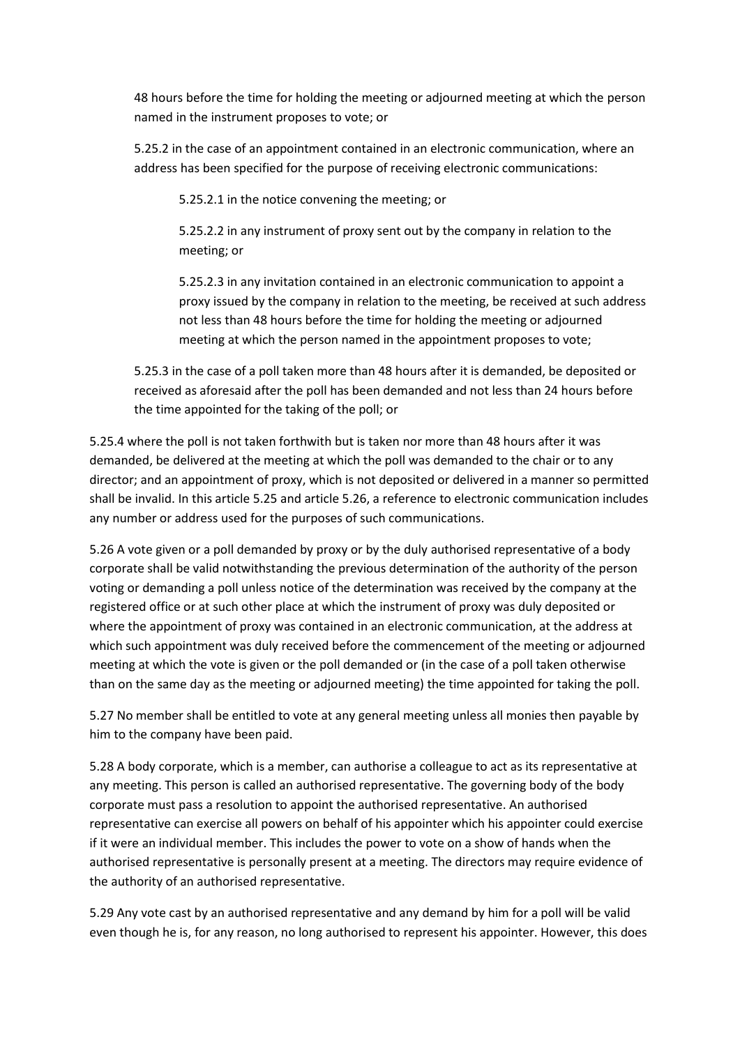48 hours before the time for holding the meeting or adjourned meeting at which the person named in the instrument proposes to vote; or

5.25.2 in the case of an appointment contained in an electronic communication, where an address has been specified for the purpose of receiving electronic communications:

5.25.2.1 in the notice convening the meeting; or

5.25.2.2 in any instrument of proxy sent out by the company in relation to the meeting; or

5.25.2.3 in any invitation contained in an electronic communication to appoint a proxy issued by the company in relation to the meeting, be received at such address not less than 48 hours before the time for holding the meeting or adjourned meeting at which the person named in the appointment proposes to vote;

5.25.3 in the case of a poll taken more than 48 hours after it is demanded, be deposited or received as aforesaid after the poll has been demanded and not less than 24 hours before the time appointed for the taking of the poll; or

5.25.4 where the poll is not taken forthwith but is taken nor more than 48 hours after it was demanded, be delivered at the meeting at which the poll was demanded to the chair or to any director; and an appointment of proxy, which is not deposited or delivered in a manner so permitted shall be invalid. In this article 5.25 and article 5.26, a reference to electronic communication includes any number or address used for the purposes of such communications.

5.26 A vote given or a poll demanded by proxy or by the duly authorised representative of a body corporate shall be valid notwithstanding the previous determination of the authority of the person voting or demanding a poll unless notice of the determination was received by the company at the registered office or at such other place at which the instrument of proxy was duly deposited or where the appointment of proxy was contained in an electronic communication, at the address at which such appointment was duly received before the commencement of the meeting or adjourned meeting at which the vote is given or the poll demanded or (in the case of a poll taken otherwise than on the same day as the meeting or adjourned meeting) the time appointed for taking the poll.

5.27 No member shall be entitled to vote at any general meeting unless all monies then payable by him to the company have been paid.

5.28 A body corporate, which is a member, can authorise a colleague to act as its representative at any meeting. This person is called an authorised representative. The governing body of the body corporate must pass a resolution to appoint the authorised representative. An authorised representative can exercise all powers on behalf of his appointer which his appointer could exercise if it were an individual member. This includes the power to vote on a show of hands when the authorised representative is personally present at a meeting. The directors may require evidence of the authority of an authorised representative.

5.29 Any vote cast by an authorised representative and any demand by him for a poll will be valid even though he is, for any reason, no long authorised to represent his appointer. However, this does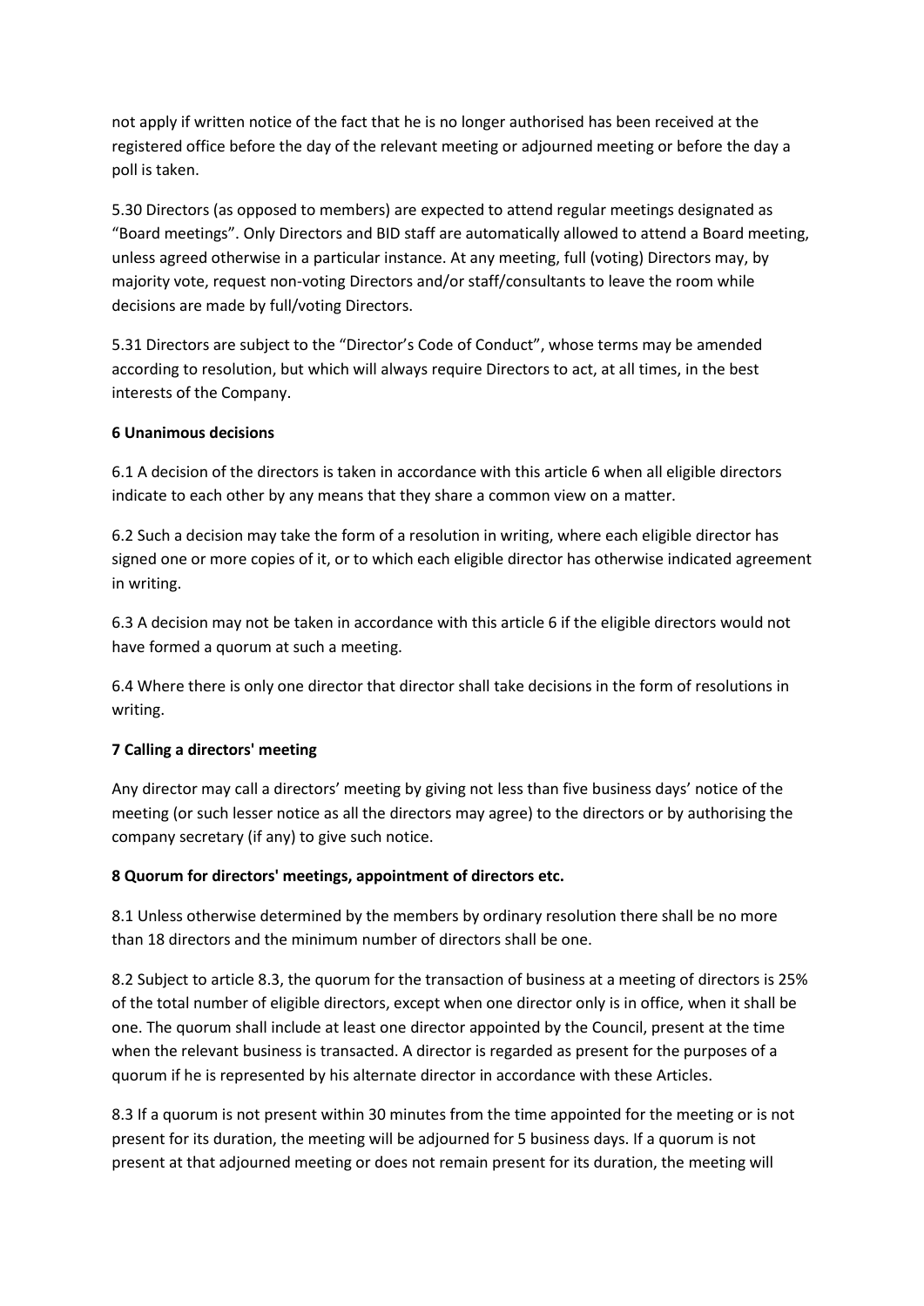not apply if written notice of the fact that he is no longer authorised has been received at the registered office before the day of the relevant meeting or adjourned meeting or before the day a poll is taken.

5.30 Directors (as opposed to members) are expected to attend regular meetings designated as "Board meetings". Only Directors and BID staff are automatically allowed to attend a Board meeting, unless agreed otherwise in a particular instance. At any meeting, full (voting) Directors may, by majority vote, request non-voting Directors and/or staff/consultants to leave the room while decisions are made by full/voting Directors.

5.31 Directors are subject to the "Director's Code of Conduct", whose terms may be amended according to resolution, but which will always require Directors to act, at all times, in the best interests of the Company.

**6 Unanimous decisions**

6.1 A decision of the directors is taken in accordance with this article 6 when all eligible directors indicate to each other by any means that they share a common view on a matter.

6.2 Such a decision may take the form of a resolution in writing, where each eligible director has signed one or more copies of it, or to which each eligible director has otherwise indicated agreement in writing.

6.3 A decision may not be taken in accordance with this article 6 if the eligible directors would not have formed a quorum at such a meeting.

6.4 Where there is only one director that director shall take decisions in the form of resolutions in writing.

**7 Calling a directors' meeting**

Any director may call a directors' meeting by giving not less than five business days' notice of the meeting (or such lesser notice as all the directors may agree) to the directors or by authorising the company secretary (if any) to give such notice.

**8 Quorum for directors' meetings, appointment of directors etc.**

8.1 Unless otherwise determined by the members by ordinary resolution there shall be no more than 18 directors and the minimum number of directors shall be one.

8.2 Subject to article 8.3, the quorum for the transaction of business at a meeting of directors is 25% of the total number of eligible directors, except when one director only is in office, when it shall be one. The quorum shall include at least one director appointed by the Council, present at the time when the relevant business is transacted. A director is regarded as present for the purposes of a quorum if he is represented by his alternate director in accordance with these Articles.

8.3 If a quorum is not present within 30 minutes from the time appointed for the meeting or is not present for its duration, the meeting will be adjourned for 5 business days. If a quorum is not present at that adjourned meeting or does not remain present for its duration, the meeting will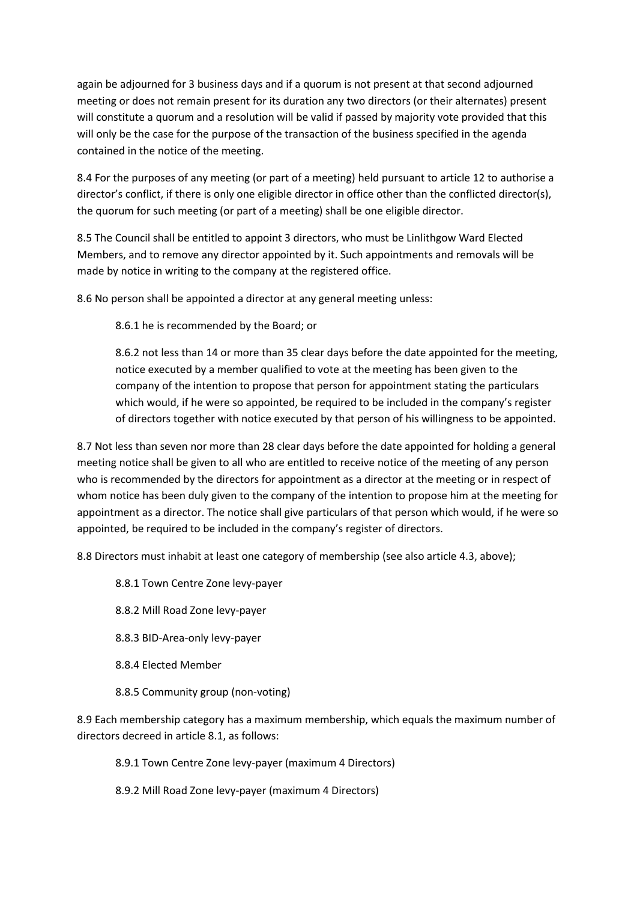again be adjourned for 3 business days and if a quorum is not present at that second adjourned meeting or does not remain present for its duration any two directors (or their alternates) present will constitute a quorum and a resolution will be valid if passed by majority vote provided that this will only be the case for the purpose of the transaction of the business specified in the agenda contained in the notice of the meeting.

8.4 For the purposes of any meeting (or part of a meeting) held pursuant to article 12 to authorise a director's conflict, if there is only one eligible director in office other than the conflicted director(s), the quorum for such meeting (or part of a meeting) shall be one eligible director.

8.5 The Council shall be entitled to appoint 3 directors, who must be Linlithgow Ward Elected Members, and to remove any director appointed by it. Such appointments and removals will be made by notice in writing to the company at the registered office.

8.6 No person shall be appointed a director at any general meeting unless:

8.6.1 he is recommended by the Board; or

8.6.2 not less than 14 or more than 35 clear days before the date appointed for the meeting, notice executed by a member qualified to vote at the meeting has been given to the company of the intention to propose that person for appointment stating the particulars which would, if he were so appointed, be required to be included in the company's register of directors together with notice executed by that person of his willingness to be appointed.

8.7 Not less than seven nor more than 28 clear days before the date appointed for holding a general meeting notice shall be given to all who are entitled to receive notice of the meeting of any person who is recommended by the directors for appointment as a director at the meeting or in respect of whom notice has been duly given to the company of the intention to propose him at the meeting for appointment as a director. The notice shall give particulars of that person which would, if he were so appointed, be required to be included in the company's register of directors.

8.8 Directors must inhabit at least one category of membership (see also article 4.3, above);

8.8.1 Town Centre Zone levy-payer

8.8.2 Mill Road Zone levy-payer

8.8.3 BID-Area-only levy-payer

8.8.4 Elected Member

8.8.5 Community group (non-voting)

8.9 Each membership category has a maximum membership, which equals the maximum number of directors decreed in article 8.1, as follows:

8.9.1 Town Centre Zone levy-payer (maximum 4 Directors)

8.9.2 Mill Road Zone levy-payer (maximum 4 Directors)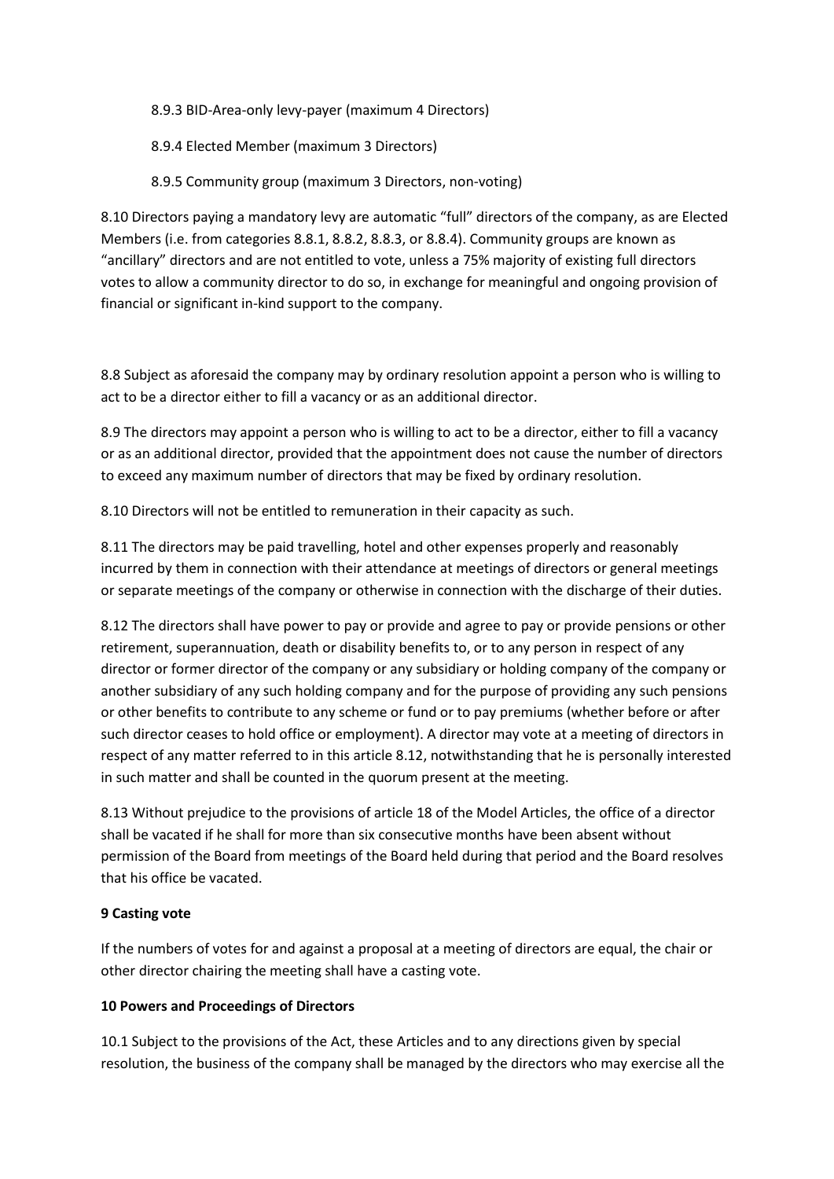8.9.3 BID-Area-only levy-payer (maximum 4 Directors)

8.9.4 Elected Member (maximum 3 Directors)

8.9.5 Community group (maximum 3 Directors, non-voting)

8.10 Directors paying a mandatory levy are automatic "full" directors of the company, as are Elected Members (i.e. from categories 8.8.1, 8.8.2, 8.8.3, or 8.8.4). Community groups are known as "ancillary" directors and are not entitled to vote, unless a 75% majority of existing full directors votes to allow a community director to do so, in exchange for meaningful and ongoing provision of financial or significant in-kind support to the company.

8.8 Subject as aforesaid the company may by ordinary resolution appoint a person who is willing to act to be a director either to fill a vacancy or as an additional director.

8.9 The directors may appoint a person who is willing to act to be a director, either to fill a vacancy or as an additional director, provided that the appointment does not cause the number of directors to exceed any maximum number of directors that may be fixed by ordinary resolution.

8.10 Directors will not be entitled to remuneration in their capacity as such.

8.11 The directors may be paid travelling, hotel and other expenses properly and reasonably incurred by them in connection with their attendance at meetings of directors or general meetings or separate meetings of the company or otherwise in connection with the discharge of their duties.

8.12 The directors shall have power to pay or provide and agree to pay or provide pensions or other retirement, superannuation, death or disability benefits to, or to any person in respect of any director or former director of the company or any subsidiary or holding company of the company or another subsidiary of any such holding company and for the purpose of providing any such pensions or other benefits to contribute to any scheme or fund or to pay premiums (whether before or after such director ceases to hold office or employment). A director may vote at a meeting of directors in respect of any matter referred to in this article 8.12, notwithstanding that he is personally interested in such matter and shall be counted in the quorum present at the meeting.

8.13 Without prejudice to the provisions of article 18 of the Model Articles, the office of a director shall be vacated if he shall for more than six consecutive months have been absent without permission of the Board from meetings of the Board held during that period and the Board resolves that his office be vacated.

**9 Casting vote**

If the numbers of votes for and against a proposal at a meeting of directors are equal, the chair or other director chairing the meeting shall have a casting vote.

**10 Powers and Proceedings of Directors**

10.1 Subject to the provisions of the Act, these Articles and to any directions given by special resolution, the business of the company shall be managed by the directors who may exercise all the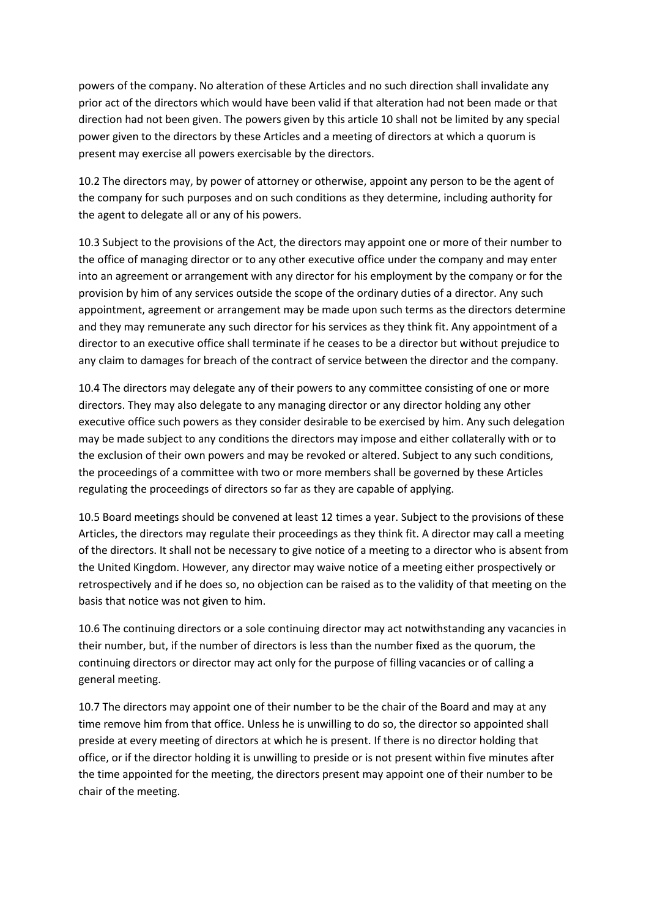powers of the company. No alteration of these Articles and no such direction shall invalidate any prior act of the directors which would have been valid if that alteration had not been made or that direction had not been given. The powers given by this article 10 shall not be limited by any special power given to the directors by these Articles and a meeting of directors at which a quorum is present may exercise all powers exercisable by the directors.

10.2 The directors may, by power of attorney or otherwise, appoint any person to be the agent of the company for such purposes and on such conditions as they determine, including authority for the agent to delegate all or any of his powers.

10.3 Subject to the provisions of the Act, the directors may appoint one or more of their number to the office of managing director or to any other executive office under the company and may enter into an agreement or arrangement with any director for his employment by the company or for the provision by him of any services outside the scope of the ordinary duties of a director. Any such appointment, agreement or arrangement may be made upon such terms as the directors determine and they may remunerate any such director for his services as they think fit. Any appointment of a director to an executive office shall terminate if he ceases to be a director but without prejudice to any claim to damages for breach of the contract of service between the director and the company.

10.4 The directors may delegate any of their powers to any committee consisting of one or more directors. They may also delegate to any managing director or any director holding any other executive office such powers as they consider desirable to be exercised by him. Any such delegation may be made subject to any conditions the directors may impose and either collaterally with or to the exclusion of their own powers and may be revoked or altered. Subject to any such conditions, the proceedings of a committee with two or more members shall be governed by these Articles regulating the proceedings of directors so far as they are capable of applying.

10.5 Board meetings should be convened at least 12 times a year. Subject to the provisions of these Articles, the directors may regulate their proceedings as they think fit. A director may call a meeting of the directors. It shall not be necessary to give notice of a meeting to a director who is absent from the United Kingdom. However, any director may waive notice of a meeting either prospectively or retrospectively and if he does so, no objection can be raised as to the validity of that meeting on the basis that notice was not given to him.

10.6 The continuing directors or a sole continuing director may act notwithstanding any vacancies in their number, but, if the number of directors is less than the number fixed as the quorum, the continuing directors or director may act only for the purpose of filling vacancies or of calling a general meeting.

10.7 The directors may appoint one of their number to be the chair of the Board and may at any time remove him from that office. Unless he is unwilling to do so, the director so appointed shall preside at every meeting of directors at which he is present. If there is no director holding that office, or if the director holding it is unwilling to preside or is not present within five minutes after the time appointed for the meeting, the directors present may appoint one of their number to be chair of the meeting.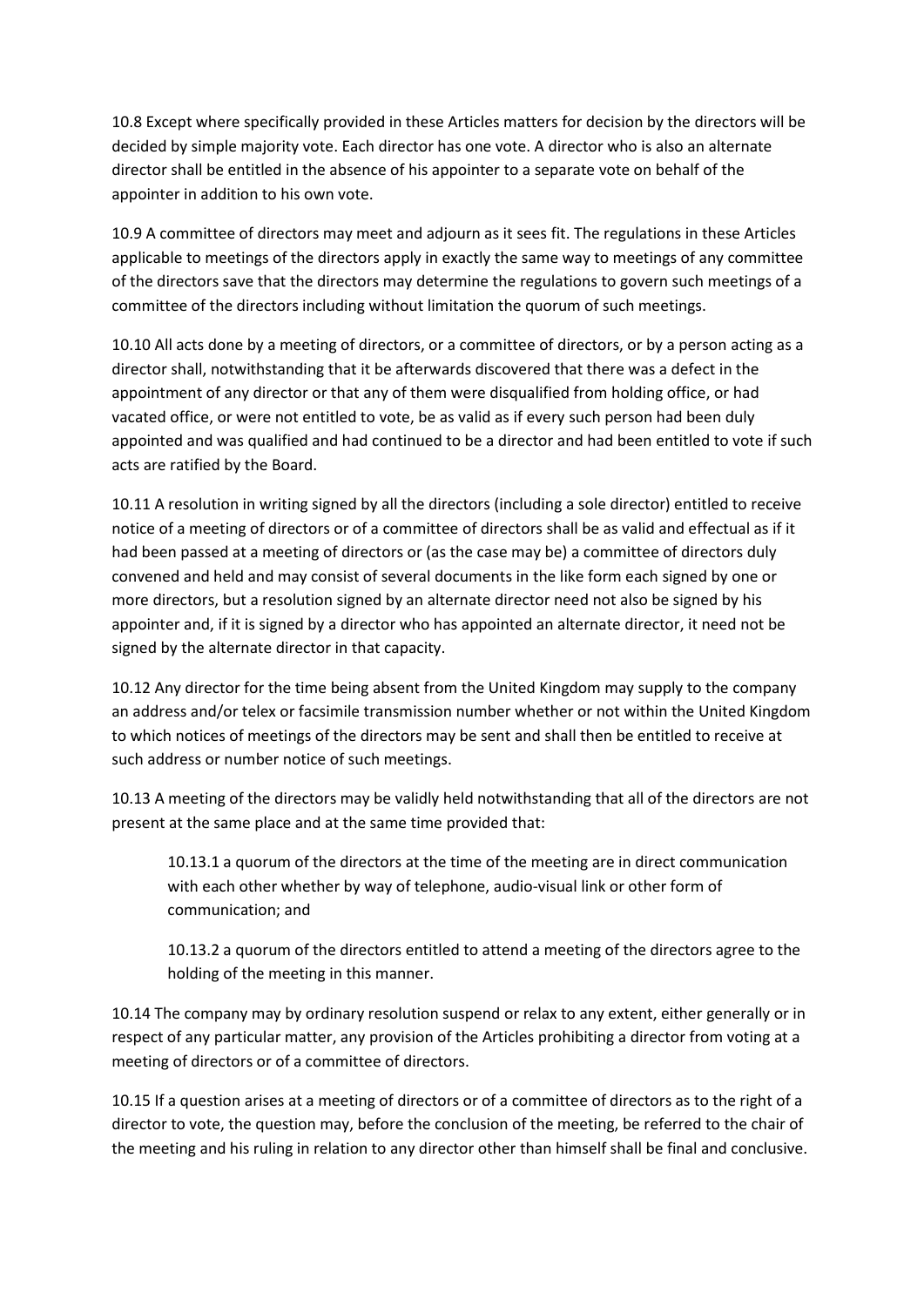10.8 Except where specifically provided in these Articles matters for decision by the directors will be decided by simple majority vote. Each director has one vote. A director who is also an alternate director shall be entitled in the absence of his appointer to a separate vote on behalf of the appointer in addition to his own vote.

10.9 A committee of directors may meet and adjourn as it sees fit. The regulations in these Articles applicable to meetings of the directors apply in exactly the same way to meetings of any committee of the directors save that the directors may determine the regulations to govern such meetings of a committee of the directors including without limitation the quorum of such meetings.

10.10 All acts done by a meeting of directors, or a committee of directors, or by a person acting as a director shall, notwithstanding that it be afterwards discovered that there was a defect in the appointment of any director or that any of them were disqualified from holding office, or had vacated office, or were not entitled to vote, be as valid as if every such person had been duly appointed and was qualified and had continued to be a director and had been entitled to vote if such acts are ratified by the Board.

10.11 A resolution in writing signed by all the directors (including a sole director) entitled to receive notice of a meeting of directors or of a committee of directors shall be as valid and effectual as if it had been passed at a meeting of directors or (as the case may be) a committee of directors duly convened and held and may consist of several documents in the like form each signed by one or more directors, but a resolution signed by an alternate director need not also be signed by his appointer and, if it is signed by a director who has appointed an alternate director, it need not be signed by the alternate director in that capacity.

10.12 Any director for the time being absent from the United Kingdom may supply to the company an address and/or telex or facsimile transmission number whether or not within the United Kingdom to which notices of meetings of the directors may be sent and shall then be entitled to receive at such address or number notice of such meetings.

10.13 A meeting of the directors may be validly held notwithstanding that all of the directors are not present at the same place and at the same time provided that:

> 10.13.1 a quorum of the directors at the time of the meeting are in direct communication with each other whether by way of telephone, audio-visual link or other form of communication; and
>
> 10.13.2 a quorum of the directors entitled to attend a meeting of the directors agree to the holding of the meeting in this manner.

10.14 The company may by ordinary resolution suspend or relax to any extent, either generally or in respect of any particular matter, any provision of the Articles prohibiting a director from voting at a meeting of directors or of a committee of directors.

10.15 If a question arises at a meeting of directors or of a committee of directors as to the right of a director to vote, the question may, before the conclusion of the meeting, be referred to the chair of the meeting and his ruling in relation to any director other than himself shall be final and conclusive.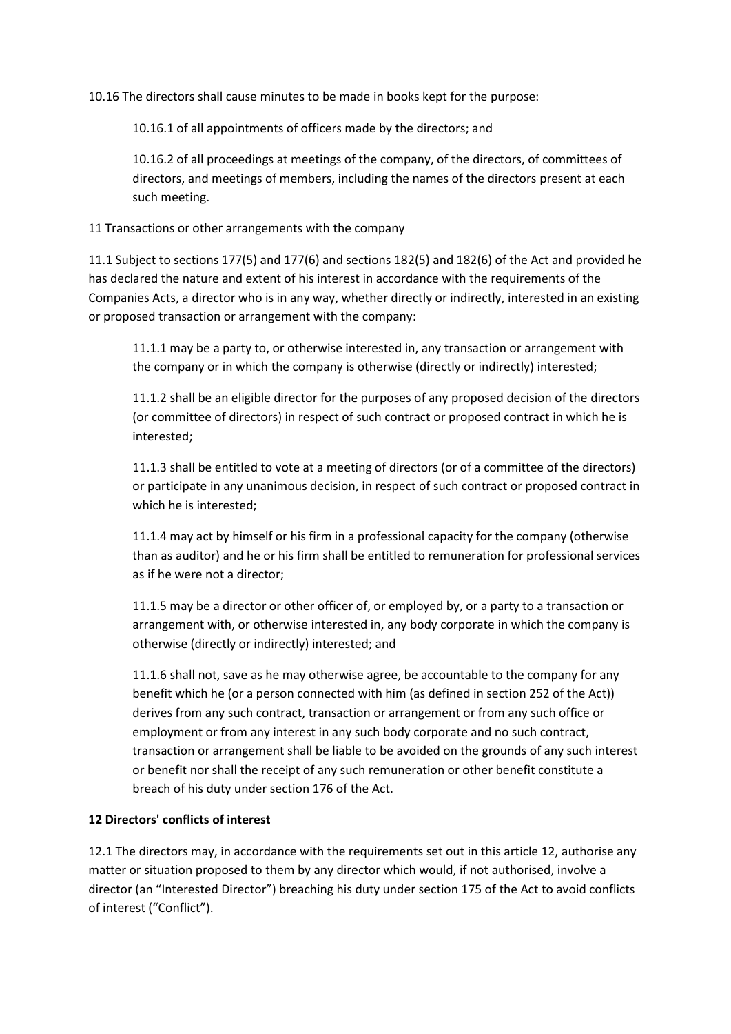10.16 The directors shall cause minutes to be made in books kept for the purpose:

10.16.1 of all appointments of officers made by the directors; and

10.16.2 of all proceedings at meetings of the company, of the directors, of committees of directors, and meetings of members, including the names of the directors present at each such meeting.

11 Transactions or other arrangements with the company

11.1 Subject to sections 177(5) and 177(6) and sections 182(5) and 182(6) of the Act and provided he has declared the nature and extent of his interest in accordance with the requirements of the Companies Acts, a director who is in any way, whether directly or indirectly, interested in an existing or proposed transaction or arrangement with the company:

11.1.1 may be a party to, or otherwise interested in, any transaction or arrangement with the company or in which the company is otherwise (directly or indirectly) interested;

11.1.2 shall be an eligible director for the purposes of any proposed decision of the directors (or committee of directors) in respect of such contract or proposed contract in which he is interested;

11.1.3 shall be entitled to vote at a meeting of directors (or of a committee of the directors) or participate in any unanimous decision, in respect of such contract or proposed contract in which he is interested;

11.1.4 may act by himself or his firm in a professional capacity for the company (otherwise than as auditor) and he or his firm shall be entitled to remuneration for professional services as if he were not a director;

11.1.5 may be a director or other officer of, or employed by, or a party to a transaction or arrangement with, or otherwise interested in, any body corporate in which the company is otherwise (directly or indirectly) interested; and

11.1.6 shall not, save as he may otherwise agree, be accountable to the company for any benefit which he (or a person connected with him (as defined in section 252 of the Act)) derives from any such contract, transaction or arrangement or from any such office or employment or from any interest in any such body corporate and no such contract, transaction or arrangement shall be liable to be avoided on the grounds of any such interest or benefit nor shall the receipt of any such remuneration or other benefit constitute a breach of his duty under section 176 of the Act.

**12 Directors' conflicts of interest**

12.1 The directors may, in accordance with the requirements set out in this article 12, authorise any matter or situation proposed to them by any director which would, if not authorised, involve a director (an "Interested Director") breaching his duty under section 175 of the Act to avoid conflicts of interest ("Conflict").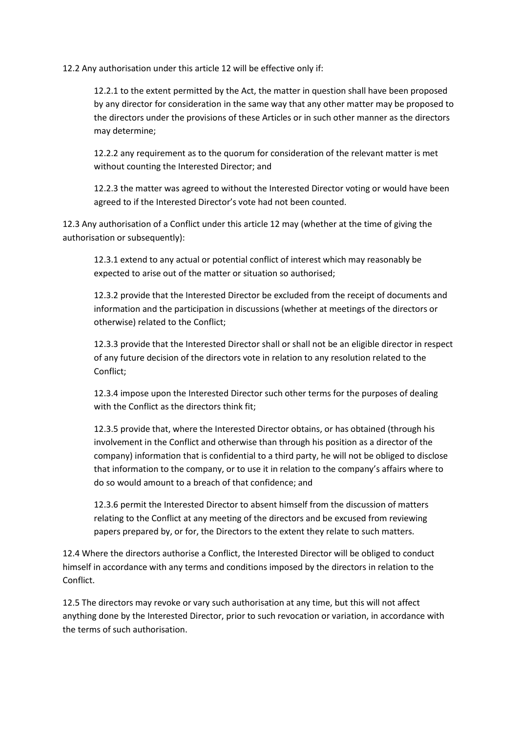12.2 Any authorisation under this article 12 will be effective only if:

12.2.1 to the extent permitted by the Act, the matter in question shall have been proposed by any director for consideration in the same way that any other matter may be proposed to the directors under the provisions of these Articles or in such other manner as the directors may determine;

12.2.2 any requirement as to the quorum for consideration of the relevant matter is met without counting the Interested Director; and

12.2.3 the matter was agreed to without the Interested Director voting or would have been agreed to if the Interested Director's vote had not been counted.

12.3 Any authorisation of a Conflict under this article 12 may (whether at the time of giving the authorisation or subsequently):

12.3.1 extend to any actual or potential conflict of interest which may reasonably be expected to arise out of the matter or situation so authorised;

12.3.2 provide that the Interested Director be excluded from the receipt of documents and information and the participation in discussions (whether at meetings of the directors or otherwise) related to the Conflict;

12.3.3 provide that the Interested Director shall or shall not be an eligible director in respect of any future decision of the directors vote in relation to any resolution related to the Conflict;

12.3.4 impose upon the Interested Director such other terms for the purposes of dealing with the Conflict as the directors think fit;

12.3.5 provide that, where the Interested Director obtains, or has obtained (through his involvement in the Conflict and otherwise than through his position as a director of the company) information that is confidential to a third party, he will not be obliged to disclose that information to the company, or to use it in relation to the company's affairs where to do so would amount to a breach of that confidence; and

12.3.6 permit the Interested Director to absent himself from the discussion of matters relating to the Conflict at any meeting of the directors and be excused from reviewing papers prepared by, or for, the Directors to the extent they relate to such matters.

12.4 Where the directors authorise a Conflict, the Interested Director will be obliged to conduct himself in accordance with any terms and conditions imposed by the directors in relation to the Conflict.

12.5 The directors may revoke or vary such authorisation at any time, but this will not affect anything done by the Interested Director, prior to such revocation or variation, in accordance with the terms of such authorisation.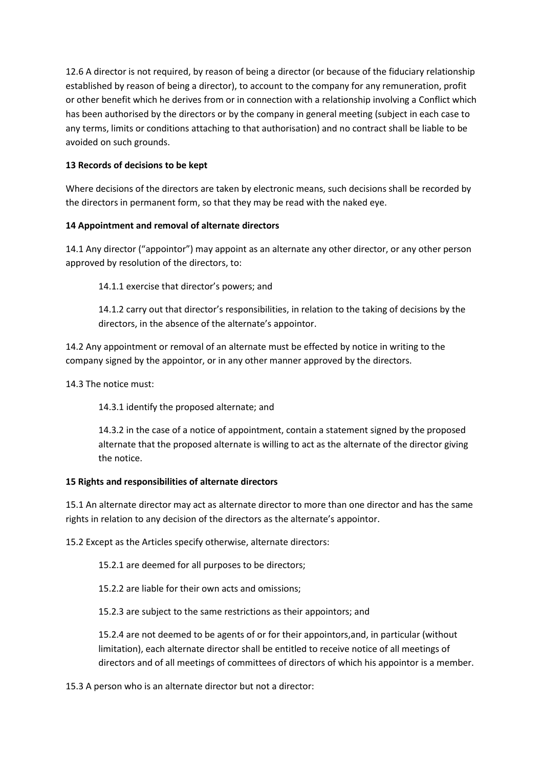12.6 A director is not required, by reason of being a director (or because of the fiduciary relationship established by reason of being a director), to account to the company for any remuneration, profit or other benefit which he derives from or in connection with a relationship involving a Conflict which has been authorised by the directors or by the company in general meeting (subject in each case to any terms, limits or conditions attaching to that authorisation) and no contract shall be liable to be avoided on such grounds.

**13 Records of decisions to be kept**

Where decisions of the directors are taken by electronic means, such decisions shall be recorded by the directors in permanent form, so that they may be read with the naked eye.

**14 Appointment and removal of alternate directors**

14.1 Any director ("appointor") may appoint as an alternate any other director, or any other person approved by resolution of the directors, to:

14.1.1 exercise that director's powers; and

14.1.2 carry out that director's responsibilities, in relation to the taking of decisions by the directors, in the absence of the alternate's appointor.

14.2 Any appointment or removal of an alternate must be effected by notice in writing to the company signed by the appointor, or in any other manner approved by the directors.

14.3 The notice must:

14.3.1 identify the proposed alternate; and

14.3.2 in the case of a notice of appointment, contain a statement signed by the proposed alternate that the proposed alternate is willing to act as the alternate of the director giving the notice.

**15 Rights and responsibilities of alternate directors**

15.1 An alternate director may act as alternate director to more than one director and has the same rights in relation to any decision of the directors as the alternate's appointor.

15.2 Except as the Articles specify otherwise, alternate directors:

15.2.1 are deemed for all purposes to be directors;

15.2.2 are liable for their own acts and omissions;

15.2.3 are subject to the same restrictions as their appointors; and

15.2.4 are not deemed to be agents of or for their appointors,and, in particular (without limitation), each alternate director shall be entitled to receive notice of all meetings of directors and of all meetings of committees of directors of which his appointor is a member.

15.3 A person who is an alternate director but not a director: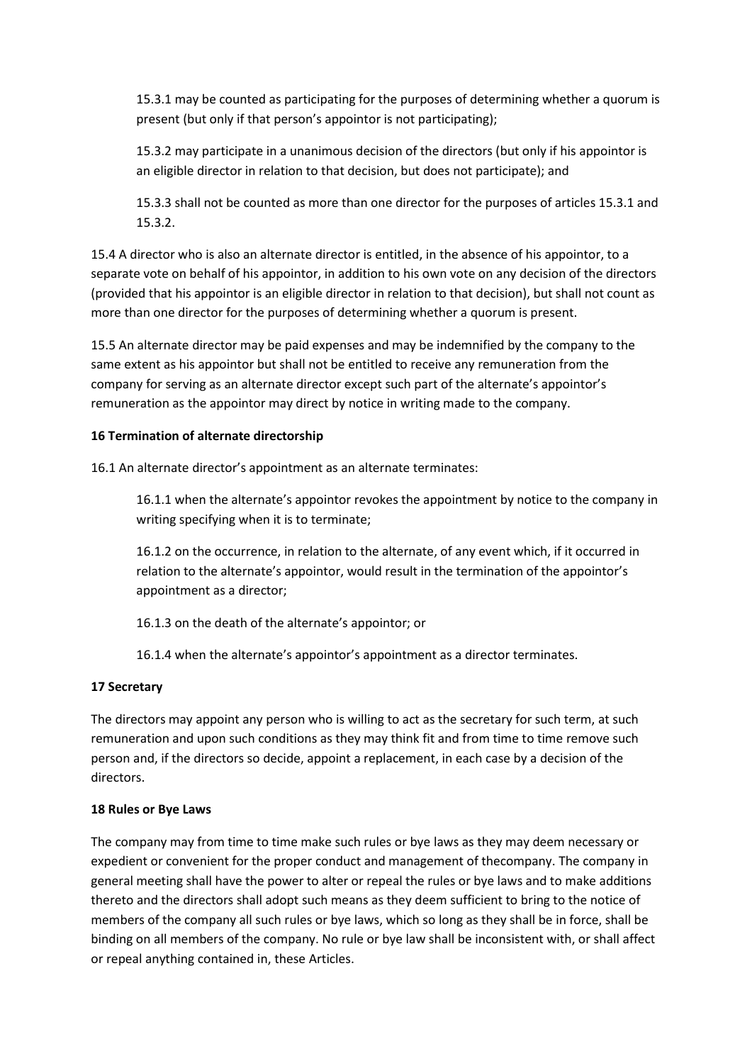15.3.1 may be counted as participating for the purposes of determining whether a quorum is present (but only if that person's appointor is not participating);

15.3.2 may participate in a unanimous decision of the directors (but only if his appointor is an eligible director in relation to that decision, but does not participate); and

15.3.3 shall not be counted as more than one director for the purposes of articles 15.3.1 and 15.3.2.

15.4 A director who is also an alternate director is entitled, in the absence of his appointor, to a separate vote on behalf of his appointor, in addition to his own vote on any decision of the directors (provided that his appointor is an eligible director in relation to that decision), but shall not count as more than one director for the purposes of determining whether a quorum is present.

15.5 An alternate director may be paid expenses and may be indemnified by the company to the same extent as his appointor but shall not be entitled to receive any remuneration from the company for serving as an alternate director except such part of the alternate's appointor's remuneration as the appointor may direct by notice in writing made to the company.

**16 Termination of alternate directorship**

16.1 An alternate director's appointment as an alternate terminates:

16.1.1 when the alternate's appointor revokes the appointment by notice to the company in writing specifying when it is to terminate;

16.1.2 on the occurrence, in relation to the alternate, of any event which, if it occurred in relation to the alternate's appointor, would result in the termination of the appointor's appointment as a director;

16.1.3 on the death of the alternate's appointor; or

16.1.4 when the alternate's appointor's appointment as a director terminates.

**17 Secretary**

The directors may appoint any person who is willing to act as the secretary for such term, at such remuneration and upon such conditions as they may think fit and from time to time remove such person and, if the directors so decide, appoint a replacement, in each case by a decision of the directors.

**18 Rules or Bye Laws**

The company may from time to time make such rules or bye laws as they may deem necessary or expedient or convenient for the proper conduct and management of thecompany. The company in general meeting shall have the power to alter or repeal the rules or bye laws and to make additions thereto and the directors shall adopt such means as they deem sufficient to bring to the notice of members of the company all such rules or bye laws, which so long as they shall be in force, shall be binding on all members of the company. No rule or bye law shall be inconsistent with, or shall affect or repeal anything contained in, these Articles.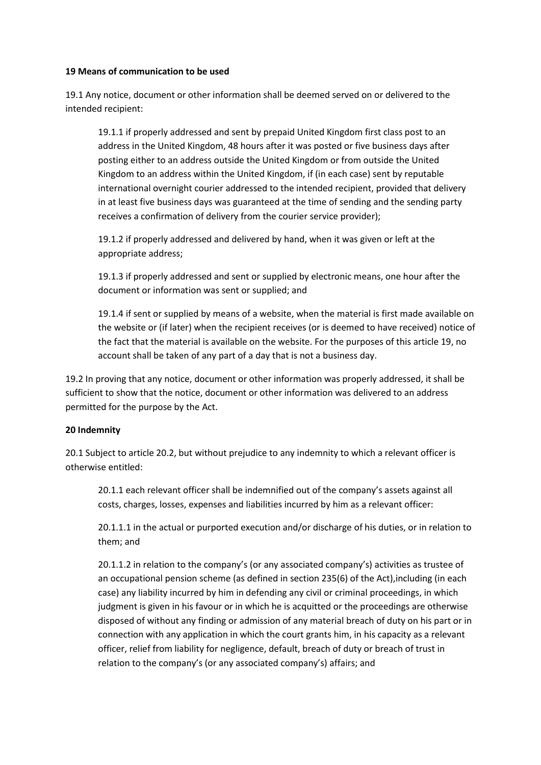**19 Means of communication to be used**

19.1 Any notice, document or other information shall be deemed served on or delivered to the intended recipient:

19.1.1 if properly addressed and sent by prepaid United Kingdom first class post to an address in the United Kingdom, 48 hours after it was posted or five business days after posting either to an address outside the United Kingdom or from outside the United Kingdom to an address within the United Kingdom, if (in each case) sent by reputable international overnight courier addressed to the intended recipient, provided that delivery in at least five business days was guaranteed at the time of sending and the sending party receives a confirmation of delivery from the courier service provider);

19.1.2 if properly addressed and delivered by hand, when it was given or left at the appropriate address;

19.1.3 if properly addressed and sent or supplied by electronic means, one hour after the document or information was sent or supplied; and

19.1.4 if sent or supplied by means of a website, when the material is first made available on the website or (if later) when the recipient receives (or is deemed to have received) notice of the fact that the material is available on the website. For the purposes of this article 19, no account shall be taken of any part of a day that is not a business day.

19.2 In proving that any notice, document or other information was properly addressed, it shall be sufficient to show that the notice, document or other information was delivered to an address permitted for the purpose by the Act.

**20 Indemnity**

20.1 Subject to article 20.2, but without prejudice to any indemnity to which a relevant officer is otherwise entitled:

20.1.1 each relevant officer shall be indemnified out of the company's assets against all costs, charges, losses, expenses and liabilities incurred by him as a relevant officer:

20.1.1.1 in the actual or purported execution and/or discharge of his duties, or in relation to them; and

20.1.1.2 in relation to the company's (or any associated company's) activities as trustee of an occupational pension scheme (as defined in section 235(6) of the Act),including (in each case) any liability incurred by him in defending any civil or criminal proceedings, in which judgment is given in his favour or in which he is acquitted or the proceedings are otherwise disposed of without any finding or admission of any material breach of duty on his part or in connection with any application in which the court grants him, in his capacity as a relevant officer, relief from liability for negligence, default, breach of duty or breach of trust in relation to the company's (or any associated company's) affairs; and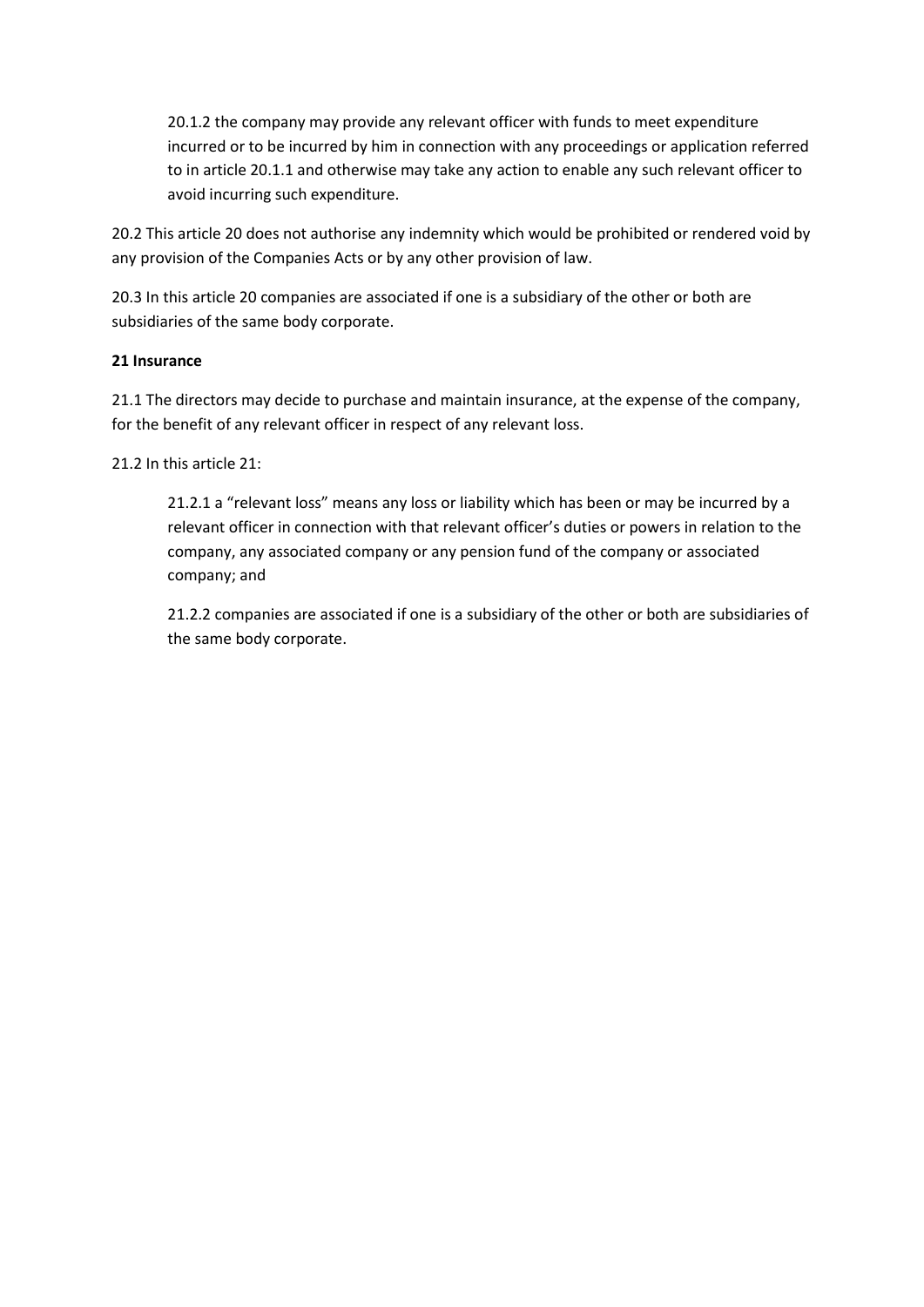20.1.2 the company may provide any relevant officer with funds to meet expenditure incurred or to be incurred by him in connection with any proceedings or application referred to in article 20.1.1 and otherwise may take any action to enable any such relevant officer to avoid incurring such expenditure.

20.2 This article 20 does not authorise any indemnity which would be prohibited or rendered void by any provision of the Companies Acts or by any other provision of law.

20.3 In this article 20 companies are associated if one is a subsidiary of the other or both are subsidiaries of the same body corporate.

**21 Insurance**

21.1 The directors may decide to purchase and maintain insurance, at the expense of the company, for the benefit of any relevant officer in respect of any relevant loss.

21.2 In this article 21:

21.2.1 a "relevant loss" means any loss or liability which has been or may be incurred by a relevant officer in connection with that relevant officer's duties or powers in relation to the company, any associated company or any pension fund of the company or associated company; and

21.2.2 companies are associated if one is a subsidiary of the other or both are subsidiaries of the same body corporate.